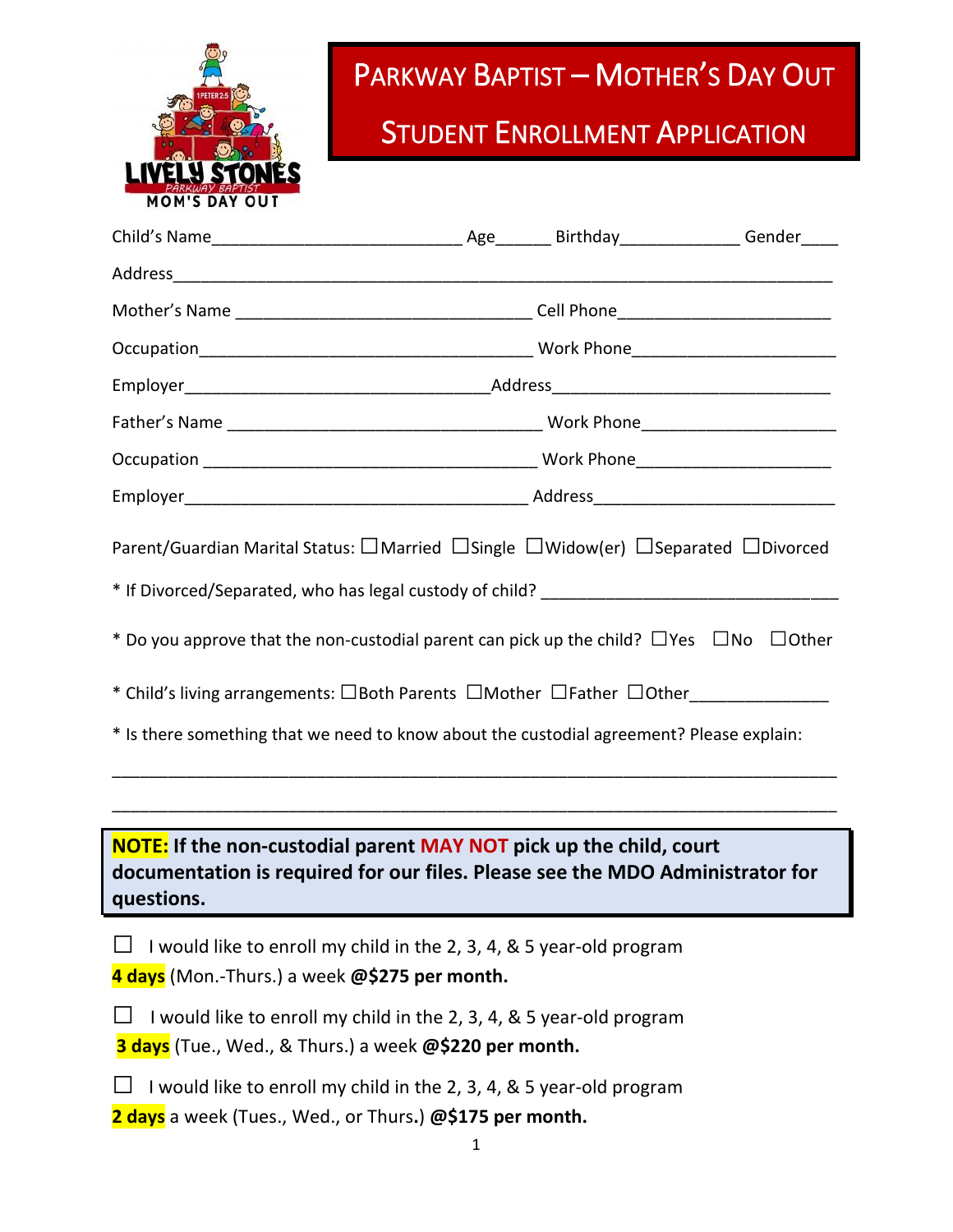# PARKWAY BAPTIST – MOTHER'S DAY OUT

## STUDENT ENROLLMENT APPLICATION

Child's Name___________________________ Age______ Birthday_____________ Gender____

Address_____________________________________________________________________________

Mother's Name ________________________________ Cell Phone_______________________

Occupation____________________________________ Work Phone_______________________

Employer_________________________________Address______________________________

Father's Name __________________________________ Work Phone____________________

Occupation _____________________________________ Work Phone____________________

Employer______________________________________ Address_________________________

Parent/Guardian Marital Status: ☐Married ☐Single ☐Widow(er) ☐Separated ☐Divorced

* If Divorced/Separated, who has legal custody of child? ________________________________

* Do you approve that the non-custodial parent can pick up the child? ☐Yes ☐No ☐Other

* Child's living arrangements: ☐Both Parents ☐Mother ☐Father ☐Other_______________

* Is there something that we need to know about the custodial agreement? Please explain:

_____________________________________________________________________________

_____________________________________________________________________________

> **NOTE: If the non-custodial parent MAY NOT pick up the child, court documentation is required for our files. Please see the MDO Administrator for questions.**

☐ I would like to enroll my child in the 2, 3, 4, & 5 year-old program **4 days** (Mon.-Thurs.) a week **@$275 per month.**

☐ I would like to enroll my child in the 2, 3, 4, & 5 year-old program **3 days** (Tue., Wed., & Thurs.) a week **@$220 per month.**

☐ I would like to enroll my child in the 2, 3, 4, & 5 year-old program **2 days** a week (Tues., Wed., or Thurs.) **@$175 per month.**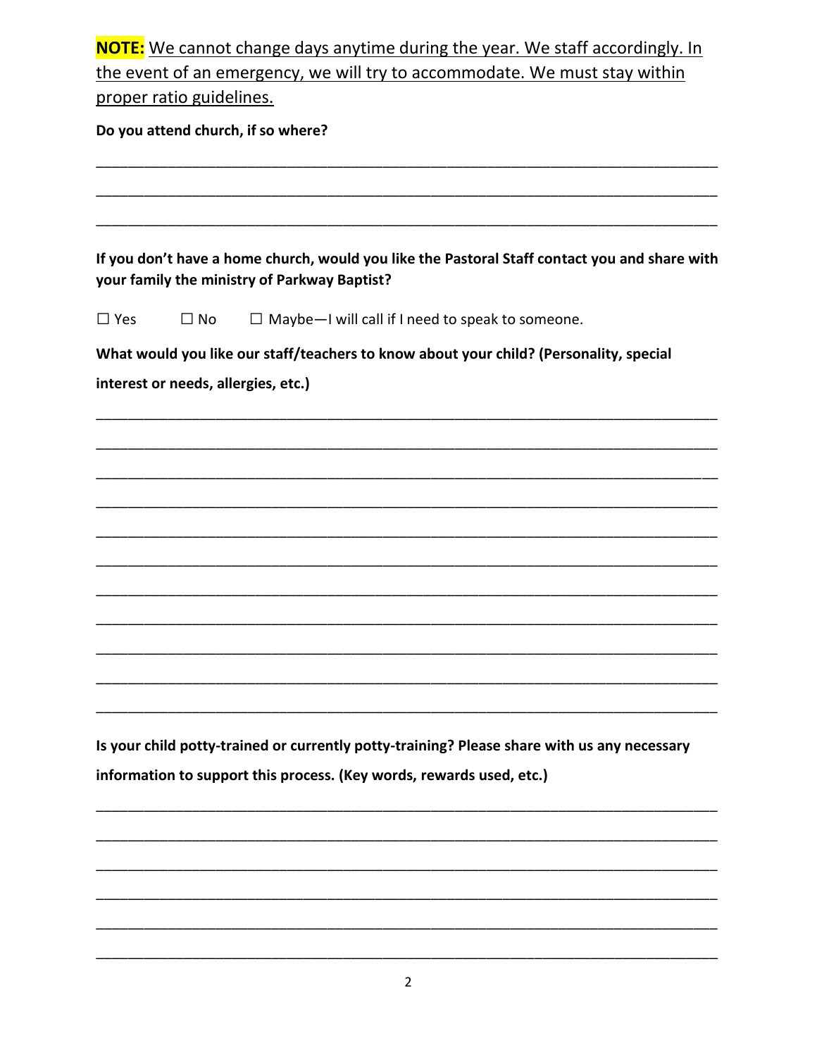**NOTE:** We cannot change days anytime during the year. We staff accordingly. In the event of an emergency, we will try to accommodate. We must stay within proper ratio guidelines.

**Do you attend church, if so where?**

\_\_\_\_\_\_\_\_\_\_\_\_\_\_\_\_\_\_\_\_\_\_\_\_\_\_\_\_\_\_\_\_\_\_\_\_\_\_\_\_\_\_\_\_\_\_\_\_\_\_\_\_\_\_\_\_\_\_\_\_\_\_\_\_\_\_\_\_\_\_\_\_\_\_\_\_\_\_

\_\_\_\_\_\_\_\_\_\_\_\_\_\_\_\_\_\_\_\_\_\_\_\_\_\_\_\_\_\_\_\_\_\_\_\_\_\_\_\_\_\_\_\_\_\_\_\_\_\_\_\_\_\_\_\_\_\_\_\_\_\_\_\_\_\_\_\_\_\_\_\_\_\_\_\_\_\_

\_\_\_\_\_\_\_\_\_\_\_\_\_\_\_\_\_\_\_\_\_\_\_\_\_\_\_\_\_\_\_\_\_\_\_\_\_\_\_\_\_\_\_\_\_\_\_\_\_\_\_\_\_\_\_\_\_\_\_\_\_\_\_\_\_\_\_\_\_\_\_\_\_\_\_\_\_\_

**If you don't have a home church, would you like the Pastoral Staff contact you and share with your family the ministry of Parkway Baptist?**

☐ Yes ☐ No ☐ Maybe—I will call if I need to speak to someone.

**What would you like our staff/teachers to know about your child? (Personality, special interest or needs, allergies, etc.)**

\_\_\_\_\_\_\_\_\_\_\_\_\_\_\_\_\_\_\_\_\_\_\_\_\_\_\_\_\_\_\_\_\_\_\_\_\_\_\_\_\_\_\_\_\_\_\_\_\_\_\_\_\_\_\_\_\_\_\_\_\_\_\_\_\_\_\_\_\_\_\_\_\_\_\_\_\_\_

\_\_\_\_\_\_\_\_\_\_\_\_\_\_\_\_\_\_\_\_\_\_\_\_\_\_\_\_\_\_\_\_\_\_\_\_\_\_\_\_\_\_\_\_\_\_\_\_\_\_\_\_\_\_\_\_\_\_\_\_\_\_\_\_\_\_\_\_\_\_\_\_\_\_\_\_\_\_

\_\_\_\_\_\_\_\_\_\_\_\_\_\_\_\_\_\_\_\_\_\_\_\_\_\_\_\_\_\_\_\_\_\_\_\_\_\_\_\_\_\_\_\_\_\_\_\_\_\_\_\_\_\_\_\_\_\_\_\_\_\_\_\_\_\_\_\_\_\_\_\_\_\_\_\_\_\_

\_\_\_\_\_\_\_\_\_\_\_\_\_\_\_\_\_\_\_\_\_\_\_\_\_\_\_\_\_\_\_\_\_\_\_\_\_\_\_\_\_\_\_\_\_\_\_\_\_\_\_\_\_\_\_\_\_\_\_\_\_\_\_\_\_\_\_\_\_\_\_\_\_\_\_\_\_\_

\_\_\_\_\_\_\_\_\_\_\_\_\_\_\_\_\_\_\_\_\_\_\_\_\_\_\_\_\_\_\_\_\_\_\_\_\_\_\_\_\_\_\_\_\_\_\_\_\_\_\_\_\_\_\_\_\_\_\_\_\_\_\_\_\_\_\_\_\_\_\_\_\_\_\_\_\_\_

\_\_\_\_\_\_\_\_\_\_\_\_\_\_\_\_\_\_\_\_\_\_\_\_\_\_\_\_\_\_\_\_\_\_\_\_\_\_\_\_\_\_\_\_\_\_\_\_\_\_\_\_\_\_\_\_\_\_\_\_\_\_\_\_\_\_\_\_\_\_\_\_\_\_\_\_\_\_

\_\_\_\_\_\_\_\_\_\_\_\_\_\_\_\_\_\_\_\_\_\_\_\_\_\_\_\_\_\_\_\_\_\_\_\_\_\_\_\_\_\_\_\_\_\_\_\_\_\_\_\_\_\_\_\_\_\_\_\_\_\_\_\_\_\_\_\_\_\_\_\_\_\_\_\_\_\_

\_\_\_\_\_\_\_\_\_\_\_\_\_\_\_\_\_\_\_\_\_\_\_\_\_\_\_\_\_\_\_\_\_\_\_\_\_\_\_\_\_\_\_\_\_\_\_\_\_\_\_\_\_\_\_\_\_\_\_\_\_\_\_\_\_\_\_\_\_\_\_\_\_\_\_\_\_\_

\_\_\_\_\_\_\_\_\_\_\_\_\_\_\_\_\_\_\_\_\_\_\_\_\_\_\_\_\_\_\_\_\_\_\_\_\_\_\_\_\_\_\_\_\_\_\_\_\_\_\_\_\_\_\_\_\_\_\_\_\_\_\_\_\_\_\_\_\_\_\_\_\_\_\_\_\_\_

\_\_\_\_\_\_\_\_\_\_\_\_\_\_\_\_\_\_\_\_\_\_\_\_\_\_\_\_\_\_\_\_\_\_\_\_\_\_\_\_\_\_\_\_\_\_\_\_\_\_\_\_\_\_\_\_\_\_\_\_\_\_\_\_\_\_\_\_\_\_\_\_\_\_\_\_\_\_

\_\_\_\_\_\_\_\_\_\_\_\_\_\_\_\_\_\_\_\_\_\_\_\_\_\_\_\_\_\_\_\_\_\_\_\_\_\_\_\_\_\_\_\_\_\_\_\_\_\_\_\_\_\_\_\_\_\_\_\_\_\_\_\_\_\_\_\_\_\_\_\_\_\_\_\_\_\_

**Is your child potty-trained or currently potty-training? Please share with us any necessary information to support this process. (Key words, rewards used, etc.)**

\_\_\_\_\_\_\_\_\_\_\_\_\_\_\_\_\_\_\_\_\_\_\_\_\_\_\_\_\_\_\_\_\_\_\_\_\_\_\_\_\_\_\_\_\_\_\_\_\_\_\_\_\_\_\_\_\_\_\_\_\_\_\_\_\_\_\_\_\_\_\_\_\_\_\_\_\_\_

\_\_\_\_\_\_\_\_\_\_\_\_\_\_\_\_\_\_\_\_\_\_\_\_\_\_\_\_\_\_\_\_\_\_\_\_\_\_\_\_\_\_\_\_\_\_\_\_\_\_\_\_\_\_\_\_\_\_\_\_\_\_\_\_\_\_\_\_\_\_\_\_\_\_\_\_\_\_

\_\_\_\_\_\_\_\_\_\_\_\_\_\_\_\_\_\_\_\_\_\_\_\_\_\_\_\_\_\_\_\_\_\_\_\_\_\_\_\_\_\_\_\_\_\_\_\_\_\_\_\_\_\_\_\_\_\_\_\_\_\_\_\_\_\_\_\_\_\_\_\_\_\_\_\_\_\_

\_\_\_\_\_\_\_\_\_\_\_\_\_\_\_\_\_\_\_\_\_\_\_\_\_\_\_\_\_\_\_\_\_\_\_\_\_\_\_\_\_\_\_\_\_\_\_\_\_\_\_\_\_\_\_\_\_\_\_\_\_\_\_\_\_\_\_\_\_\_\_\_\_\_\_\_\_\_

\_\_\_\_\_\_\_\_\_\_\_\_\_\_\_\_\_\_\_\_\_\_\_\_\_\_\_\_\_\_\_\_\_\_\_\_\_\_\_\_\_\_\_\_\_\_\_\_\_\_\_\_\_\_\_\_\_\_\_\_\_\_\_\_\_\_\_\_\_\_\_\_\_\_\_\_\_\_

\_\_\_\_\_\_\_\_\_\_\_\_\_\_\_\_\_\_\_\_\_\_\_\_\_\_\_\_\_\_\_\_\_\_\_\_\_\_\_\_\_\_\_\_\_\_\_\_\_\_\_\_\_\_\_\_\_\_\_\_\_\_\_\_\_\_\_\_\_\_\_\_\_\_\_\_\_\_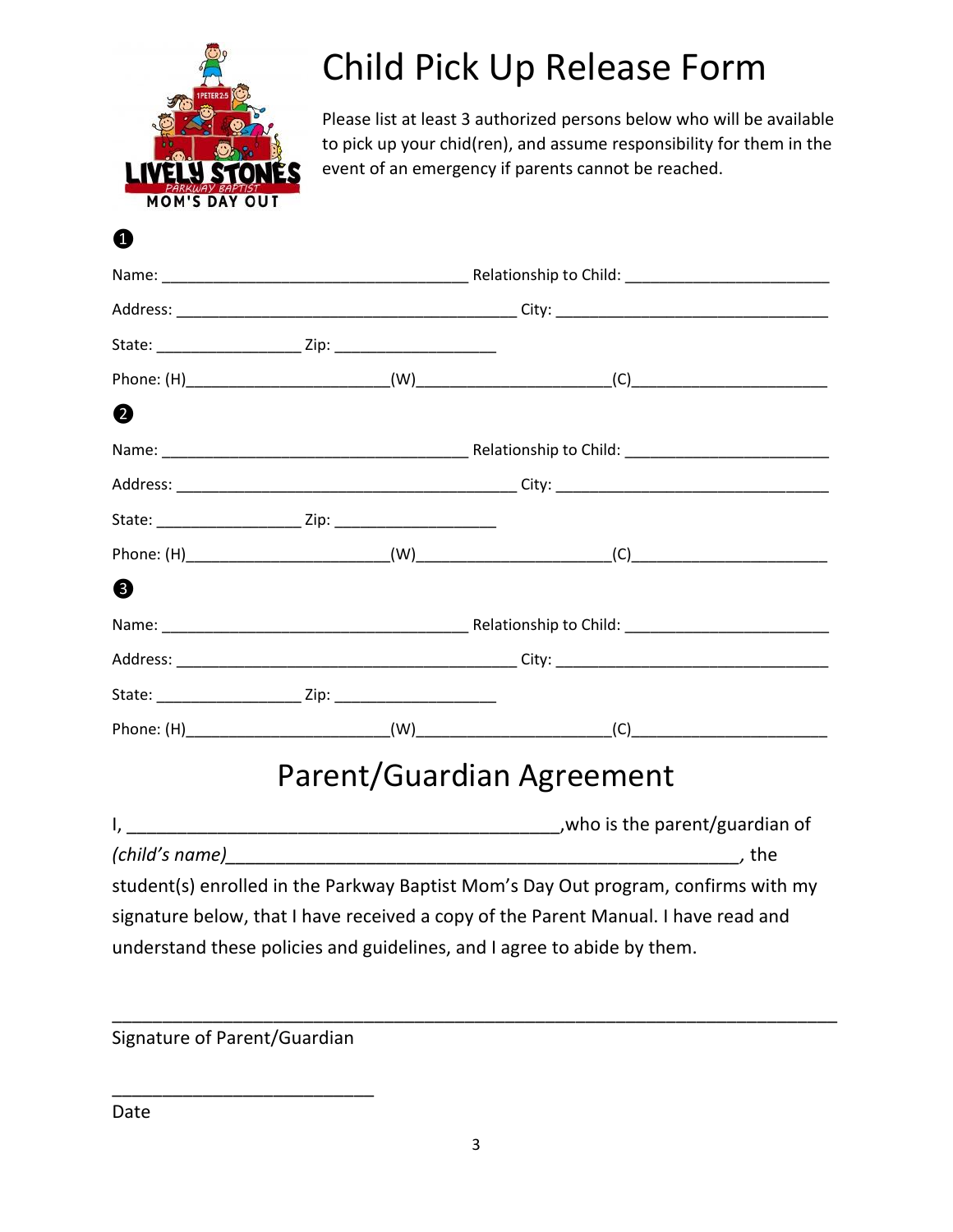# Child Pick Up Release Form

Please list at least 3 authorized persons below who will be available to pick up your chid(ren), and assume responsibility for them in the event of an emergency if parents cannot be reached.

❶

Name: ___________________________________ Relationship to Child: _______________________

Address: _______________________________________ City: _______________________________

State: ________________ Zip: __________________

Phone: (H)_______________________(W)______________________(C)______________________

❷

Name: ___________________________________ Relationship to Child: _______________________

Address: _______________________________________ City: _______________________________

State: ________________ Zip: __________________

Phone: (H)_______________________(W)______________________(C)______________________

❸

Name: ___________________________________ Relationship to Child: _______________________

Address: _______________________________________ City: _______________________________

State: ________________ Zip: __________________

Phone: (H)_______________________(W)______________________(C)______________________

# Parent/Guardian Agreement

I, _____________________________________________,who is the parent/guardian of *(child's name)*______________________________________________________, the student(s) enrolled in the Parkway Baptist Mom's Day Out program, confirms with my signature below, that I have received a copy of the Parent Manual. I have read and understand these policies and guidelines, and I agree to abide by them.

______________________________________________________________________________

Signature of Parent/Guardian

___________________________

Date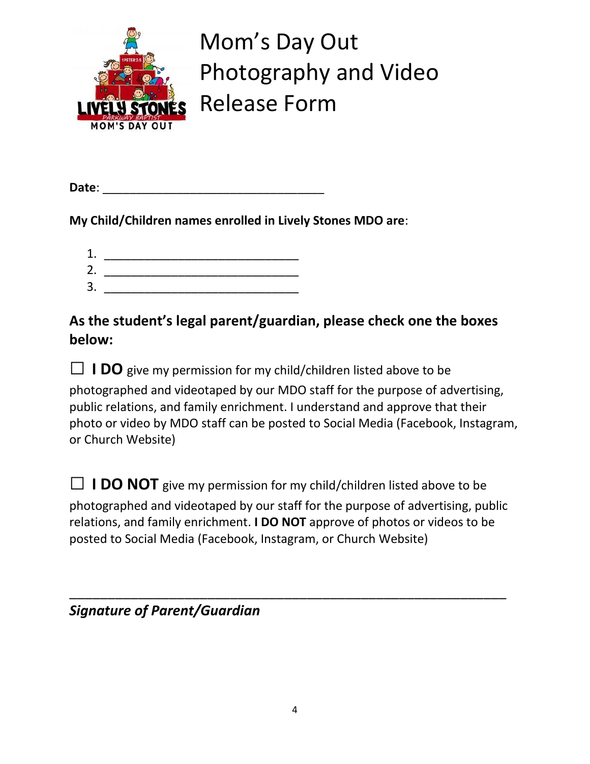# Mom's Day Out Photography and Video Release Form

**Date**: ________________________________

**My Child/Children names enrolled in Lively Stones MDO are**:

1. ____________________________
2. ____________________________
3. ____________________________

**As the student's legal parent/guardian, please check one the boxes below:**

☐ **I DO** give my permission for my child/children listed above to be photographed and videotaped by our MDO staff for the purpose of advertising, public relations, and family enrichment. I understand and approve that their photo or video by MDO staff can be posted to Social Media (Facebook, Instagram, or Church Website)

☐ **I DO NOT** give my permission for my child/children listed above to be photographed and videotaped by our staff for the purpose of advertising, public relations, and family enrichment. **I DO NOT** approve of photos or videos to be posted to Social Media (Facebook, Instagram, or Church Website)

____________________________________________________________

***Signature of Parent/Guardian***